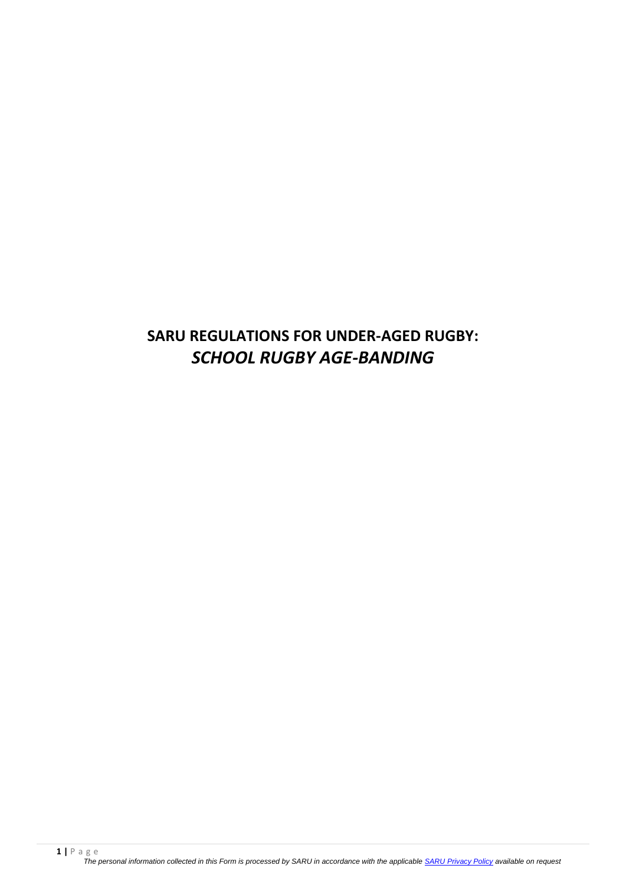# SARU REGULATIONS FOR UNDER-AGED RUGBY:
## *SCHOOL RUGBY AGE-BANDING*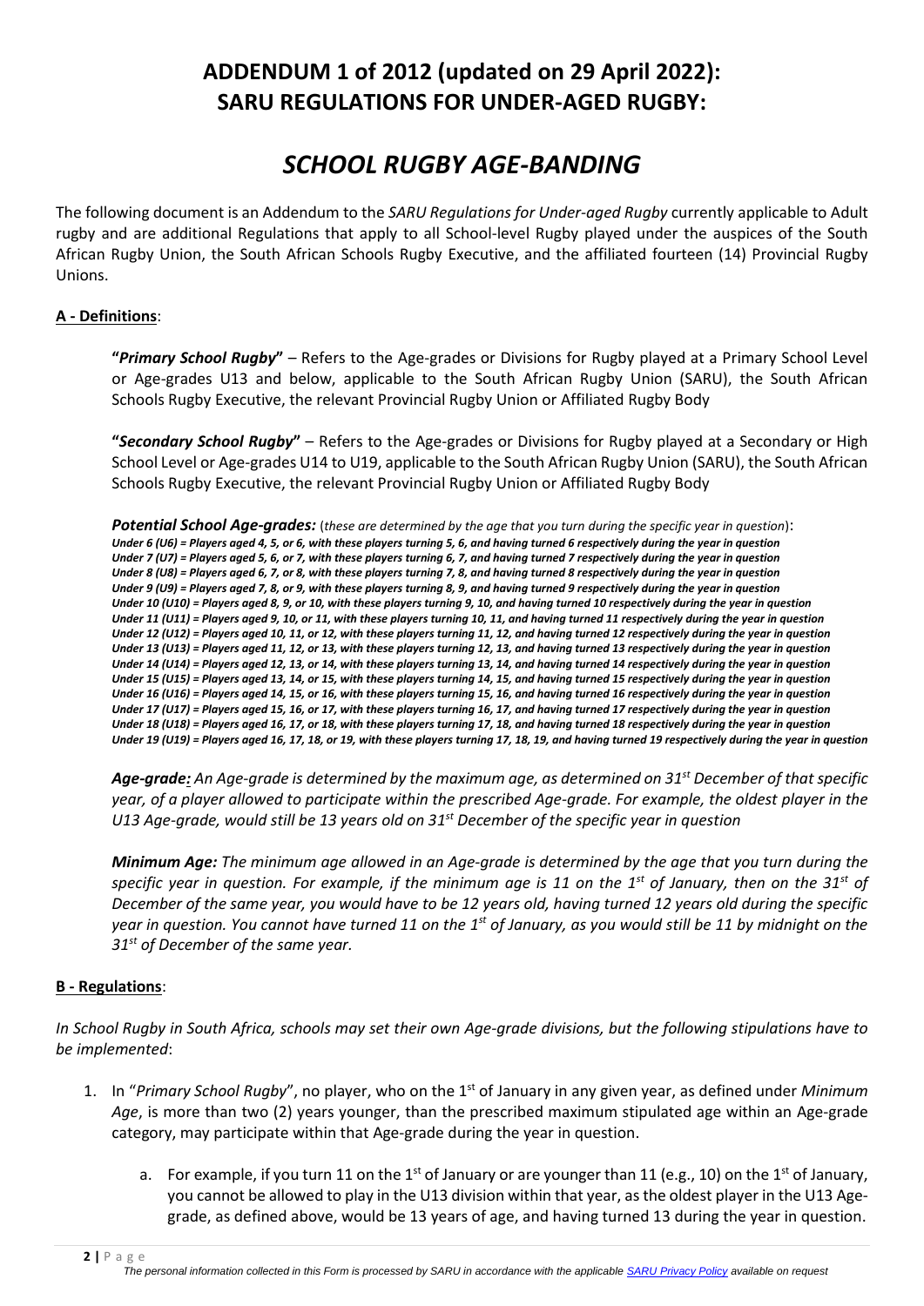# ADDENDUM 1 of 2012 (updated on 29 April 2022): SARU REGULATIONS FOR UNDER-AGED RUGBY:

# *SCHOOL RUGBY AGE-BANDING*

The following document is an Addendum to the *SARU Regulations for Under-aged Rugby* currently applicable to Adult rugby and are additional Regulations that apply to all School-level Rugby played under the auspices of the South African Rugby Union, the South African Schools Rugby Executive, and the affiliated fourteen (14) Provincial Rugby Unions.

## A - Definitions:

**"*Primary School Rugby*"** – Refers to the Age-grades or Divisions for Rugby played at a Primary School Level or Age-grades U13 and below, applicable to the South African Rugby Union (SARU), the South African Schools Rugby Executive, the relevant Provincial Rugby Union or Affiliated Rugby Body

**"*Secondary School Rugby*"** – Refers to the Age-grades or Divisions for Rugby played at a Secondary or High School Level or Age-grades U14 to U19, applicable to the South African Rugby Union (SARU), the South African Schools Rugby Executive, the relevant Provincial Rugby Union or Affiliated Rugby Body

***Potential School Age-grades:*** (*these are determined by the age that you turn during the specific year in question*):
***Under 6 (U6) = Players aged 4, 5, or 6, with these players turning 5, 6, and having turned 6 respectively during the year in question***
***Under 7 (U7) = Players aged 5, 6, or 7, with these players turning 6, 7, and having turned 7 respectively during the year in question***
***Under 8 (U8) = Players aged 6, 7, or 8, with these players turning 7, 8, and having turned 8 respectively during the year in question***
***Under 9 (U9) = Players aged 7, 8, or 9, with these players turning 8, 9, and having turned 9 respectively during the year in question***
***Under 10 (U10) = Players aged 8, 9, or 10, with these players turning 9, 10, and having turned 10 respectively during the year in question***
***Under 11 (U11) = Players aged 9, 10, or 11, with these players turning 10, 11, and having turned 11 respectively during the year in question***
***Under 12 (U12) = Players aged 10, 11, or 12, with these players turning 11, 12, and having turned 12 respectively during the year in question***
***Under 13 (U13) = Players aged 11, 12, or 13, with these players turning 12, 13, and having turned 13 respectively during the year in question***
***Under 14 (U14) = Players aged 12, 13, or 14, with these players turning 13, 14, and having turned 14 respectively during the year in question***
***Under 15 (U15) = Players aged 13, 14, or 15, with these players turning 14, 15, and having turned 15 respectively during the year in question***
***Under 16 (U16) = Players aged 14, 15, or 16, with these players turning 15, 16, and having turned 16 respectively during the year in question***
***Under 17 (U17) = Players aged 15, 16, or 17, with these players turning 16, 17, and having turned 17 respectively during the year in question***
***Under 18 (U18) = Players aged 16, 17, or 18, with these players turning 17, 18, and having turned 18 respectively during the year in question***
***Under 19 (U19) = Players aged 16, 17, 18, or 19, with these players turning 17, 18, 19, and having turned 19 respectively during the year in question***

***Age-grade:*** *An Age-grade is determined by the maximum age, as determined on 31st December of that specific year, of a player allowed to participate within the prescribed Age-grade. For example, the oldest player in the U13 Age-grade, would still be 13 years old on 31st December of the specific year in question*

***Minimum Age:*** *The minimum age allowed in an Age-grade is determined by the age that you turn during the specific year in question. For example, if the minimum age is 11 on the 1st of January, then on the 31st of December of the same year, you would have to be 12 years old, having turned 12 years old during the specific year in question. You cannot have turned 11 on the 1st of January, as you would still be 11 by midnight on the 31st of December of the same year.*

## B - Regulations:

*In School Rugby in South Africa, schools may set their own Age-grade divisions, but the following stipulations have to be implemented*:

1. In "*Primary School Rugby*", no player, who on the 1st of January in any given year, as defined under *Minimum Age*, is more than two (2) years younger, than the prescribed maximum stipulated age within an Age-grade category, may participate within that Age-grade during the year in question.
    a. For example, if you turn 11 on the 1st of January or are younger than 11 (e.g., 10) on the 1st of January, you cannot be allowed to play in the U13 division within that year, as the oldest player in the U13 Age-grade, as defined above, would be 13 years of age, and having turned 13 during the year in question.

*The personal information collected in this Form is processed by SARU in accordance with the applicable SARU Privacy Policy available on request*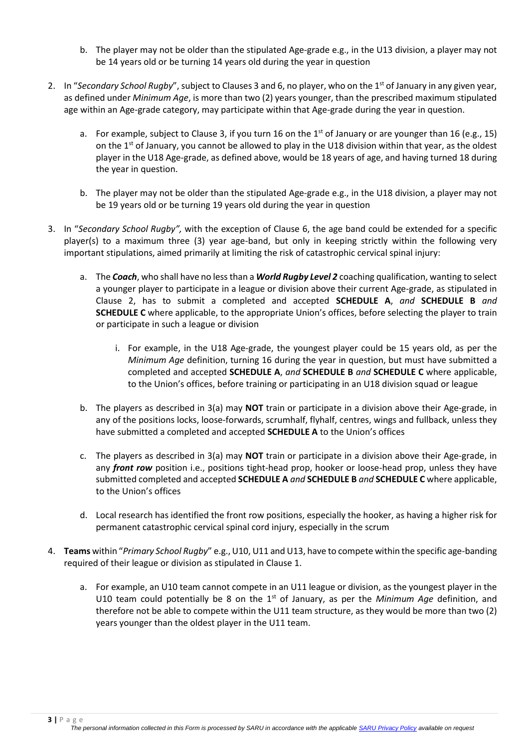b. The player may not be older than the stipulated Age-grade e.g., in the U13 division, a player may not be 14 years old or be turning 14 years old during the year in question

2. In "*Secondary School Rugby*", subject to Clauses 3 and 6, no player, who on the 1st of January in any given year, as defined under *Minimum Age*, is more than two (2) years younger, than the prescribed maximum stipulated age within an Age-grade category, may participate within that Age-grade during the year in question.

   a. For example, subject to Clause 3, if you turn 16 on the 1st of January or are younger than 16 (e.g., 15) on the 1st of January, you cannot be allowed to play in the U18 division within that year, as the oldest player in the U18 Age-grade, as defined above, would be 18 years of age, and having turned 18 during the year in question.

   b. The player may not be older than the stipulated Age-grade e.g., in the U18 division, a player may not be 19 years old or be turning 19 years old during the year in question

3. In "*Secondary School Rugby",* with the exception of Clause 6, the age band could be extended for a specific player(s) to a maximum three (3) year age-band, but only in keeping strictly within the following very important stipulations, aimed primarily at limiting the risk of catastrophic cervical spinal injury:

   a. The ***Coach***, who shall have no less than a ***World Rugby Level 2*** coaching qualification, wanting to select a younger player to participate in a league or division above their current Age-grade, as stipulated in Clause 2, has to submit a completed and accepted **SCHEDULE A**, *and* **SCHEDULE B** *and* **SCHEDULE C** where applicable, to the appropriate Union's offices, before selecting the player to train or participate in such a league or division

      i. For example, in the U18 Age-grade, the youngest player could be 15 years old, as per the *Minimum Age* definition, turning 16 during the year in question, but must have submitted a completed and accepted **SCHEDULE A**, *and* **SCHEDULE B** *and* **SCHEDULE C** where applicable, to the Union's offices, before training or participating in an U18 division squad or league

   b. The players as described in 3(a) may **NOT** train or participate in a division above their Age-grade, in any of the positions locks, loose-forwards, scrumhalf, flyhalf, centres, wings and fullback, unless they have submitted a completed and accepted **SCHEDULE A** to the Union's offices

   c. The players as described in 3(a) may **NOT** train or participate in a division above their Age-grade, in any ***front row*** position i.e., positions tight-head prop, hooker or loose-head prop, unless they have submitted completed and accepted **SCHEDULE A** *and* **SCHEDULE B** *and* **SCHEDULE C** where applicable, to the Union's offices

   d. Local research has identified the front row positions, especially the hooker, as having a higher risk for permanent catastrophic cervical spinal cord injury, especially in the scrum

4. **Teams** within "*Primary School Rugby*" e.g., U10, U11 and U13, have to compete within the specific age-banding required of their league or division as stipulated in Clause 1.

   a. For example, an U10 team cannot compete in an U11 league or division, as the youngest player in the U10 team could potentially be 8 on the 1st of January, as per the *Minimum Age* definition, and therefore not be able to compete within the U11 team structure, as they would be more than two (2) years younger than the oldest player in the U11 team.

*The personal information collected in this Form is processed by SARU in accordance with the applicable SARU Privacy Policy available on request*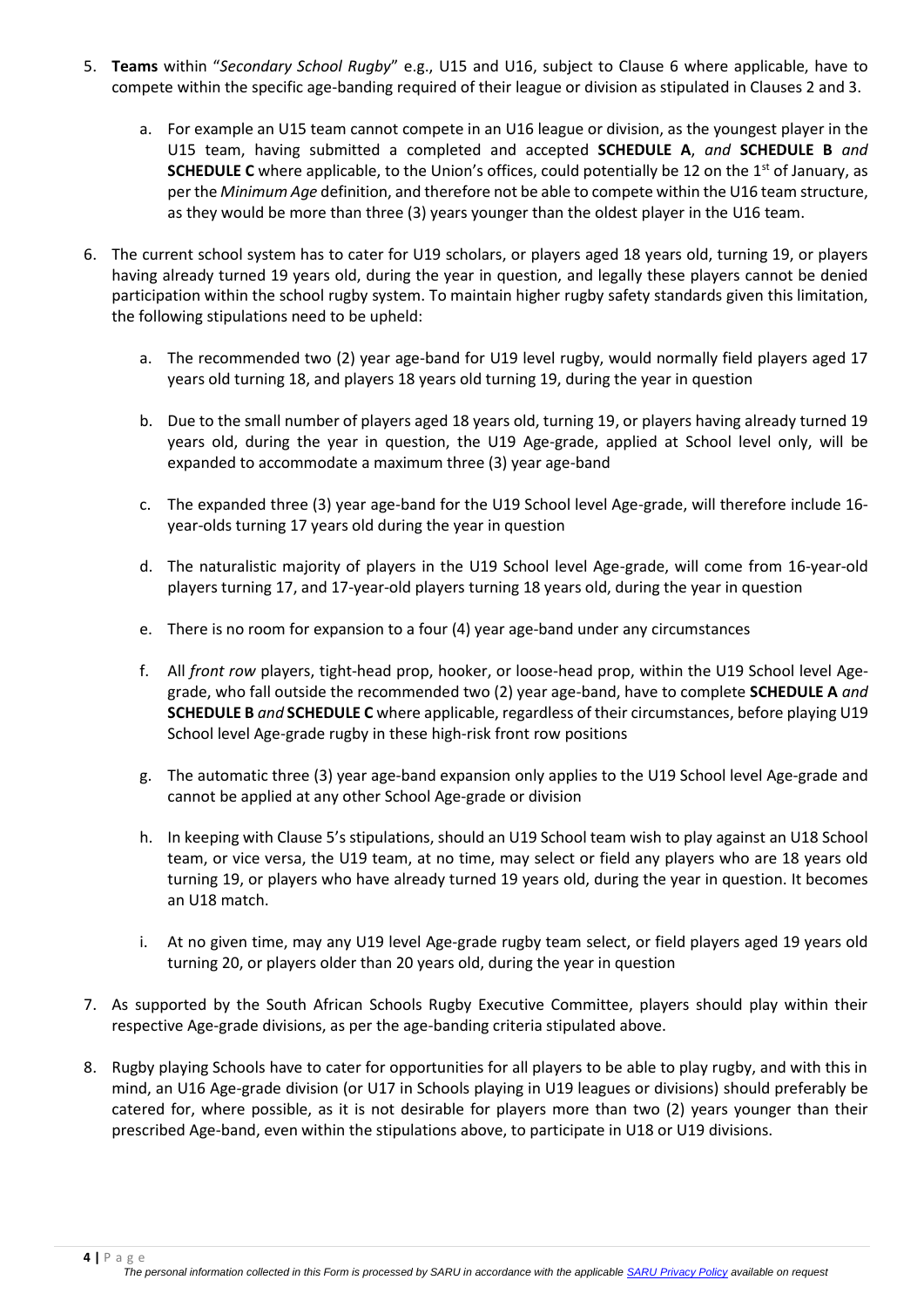5. **Teams** within "*Secondary School Rugby*" e.g., U15 and U16, subject to Clause 6 where applicable, have to compete within the specific age-banding required of their league or division as stipulated in Clauses 2 and 3.

    a. For example an U15 team cannot compete in an U16 league or division, as the youngest player in the U15 team, having submitted a completed and accepted **SCHEDULE A**, *and* **SCHEDULE B** *and* **SCHEDULE C** where applicable, to the Union's offices, could potentially be 12 on the 1st of January, as per the *Minimum Age* definition, and therefore not be able to compete within the U16 team structure, as they would be more than three (3) years younger than the oldest player in the U16 team.

6. The current school system has to cater for U19 scholars, or players aged 18 years old, turning 19, or players having already turned 19 years old, during the year in question, and legally these players cannot be denied participation within the school rugby system. To maintain higher rugby safety standards given this limitation, the following stipulations need to be upheld:

    a. The recommended two (2) year age-band for U19 level rugby, would normally field players aged 17 years old turning 18, and players 18 years old turning 19, during the year in question

    b. Due to the small number of players aged 18 years old, turning 19, or players having already turned 19 years old, during the year in question, the U19 Age-grade, applied at School level only, will be expanded to accommodate a maximum three (3) year age-band

    c. The expanded three (3) year age-band for the U19 School level Age-grade, will therefore include 16-year-olds turning 17 years old during the year in question

    d. The naturalistic majority of players in the U19 School level Age-grade, will come from 16-year-old players turning 17, and 17-year-old players turning 18 years old, during the year in question

    e. There is no room for expansion to a four (4) year age-band under any circumstances

    f. All *front row* players, tight-head prop, hooker, or loose-head prop, within the U19 School level Age-grade, who fall outside the recommended two (2) year age-band, have to complete **SCHEDULE A** *and* **SCHEDULE B** *and* **SCHEDULE C** where applicable, regardless of their circumstances, before playing U19 School level Age-grade rugby in these high-risk front row positions

    g. The automatic three (3) year age-band expansion only applies to the U19 School level Age-grade and cannot be applied at any other School Age-grade or division

    h. In keeping with Clause 5's stipulations, should an U19 School team wish to play against an U18 School team, or vice versa, the U19 team, at no time, may select or field any players who are 18 years old turning 19, or players who have already turned 19 years old, during the year in question. It becomes an U18 match.

    i. At no given time, may any U19 level Age-grade rugby team select, or field players aged 19 years old turning 20, or players older than 20 years old, during the year in question

7. As supported by the South African Schools Rugby Executive Committee, players should play within their respective Age-grade divisions, as per the age-banding criteria stipulated above.

8. Rugby playing Schools have to cater for opportunities for all players to be able to play rugby, and with this in mind, an U16 Age-grade division (or U17 in Schools playing in U19 leagues or divisions) should preferably be catered for, where possible, as it is not desirable for players more than two (2) years younger than their prescribed Age-band, even within the stipulations above, to participate in U18 or U19 divisions.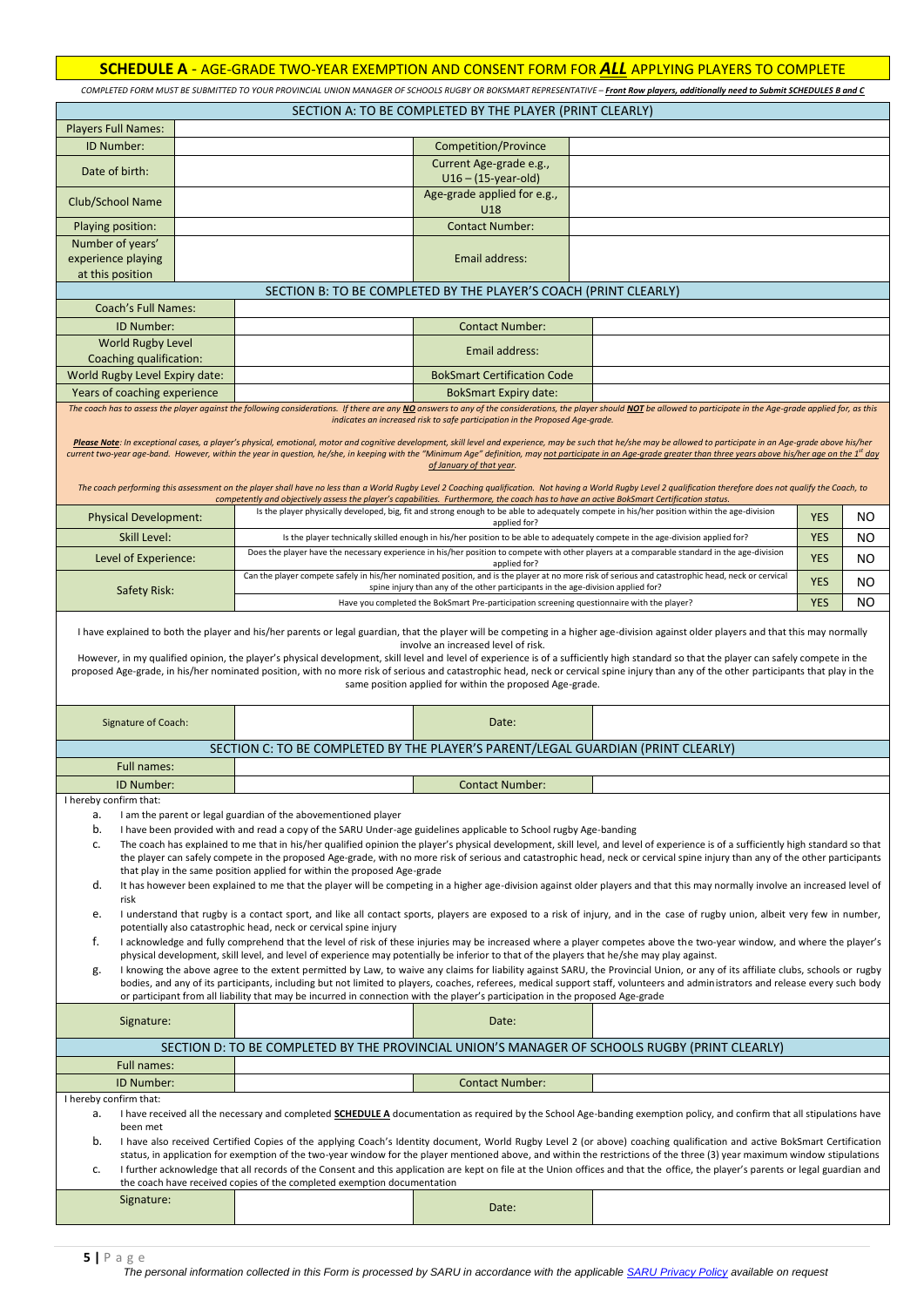# SCHEDULE A - AGE-GRADE TWO-YEAR EXEMPTION AND CONSENT FORM FOR ***ALL*** APPLYING PLAYERS TO COMPLETE

*COMPLETED FORM MUST BE SUBMITTED TO YOUR PROVINCIAL UNION MANAGER OF SCHOOLS RUGBY OR BOKSMART REPRESENTATIVE – **Front Row players, additionally need to Submit SCHEDULES B and C***

## SECTION A: TO BE COMPLETED BY THE PLAYER (PRINT CLEARLY)

| Players Full Names: | | | |
|---|---|---|---|
| ID Number: | | Competition/Province | |
| Date of birth: | | Current Age-grade e.g., U16 – (15-year-old) | |
| Club/School Name | | Age-grade applied for e.g., U18 | |
| Playing position: | | Contact Number: | |
| Number of years' experience playing at this position | | Email address: | |

## SECTION B: TO BE COMPLETED BY THE PLAYER'S COACH (PRINT CLEARLY)

| Coach's Full Names: | | | |
|---|---|---|---|
| ID Number: | | Contact Number: | |
| World Rugby Level Coaching qualification: | | Email address: | |
| World Rugby Level Expiry date: | | BokSmart Certification Code | |
| Years of coaching experience | | BokSmart Expiry date: | |

*The coach has to assess the player against the following considerations. If there are any **NO** answers to any of the considerations, the player should **NOT** be allowed to participate in the Age-grade applied for, as this indicates an increased risk to safe participation in the Proposed Age-grade.*

***Please Note**: In exceptional cases, a player's physical, emotional, motor and cognitive development, skill level and experience, may be such that he/she may be allowed to participate in an Age-grade above his/her current two-year age-band. However, within the year in question, he/she, in keeping with the "Minimum Age" definition, may not participate in an Age-grade greater than three years above his/her age on the 1st day of January of that year.*

*The coach performing this assessment on the player shall have no less than a World Rugby Level 2 Coaching qualification. Not having a World Rugby Level 2 qualification therefore does not qualify the Coach, to competently and objectively assess the player's capabilities. Furthermore, the coach has to have an active BokSmart Certification status.*

| | | | |
|---|---|---|---|
| Physical Development: | Is the player physically developed, big, fit and strong enough to be able to adequately compete in his/her position within the age-division applied for? | YES | NO |
| Skill Level: | Is the player technically skilled enough in his/her position to be able to adequately compete in the age-division applied for? | YES | NO |
| Level of Experience: | Does the player have the necessary experience in his/her position to compete with other players at a comparable standard in the age-division applied for? | YES | NO |
| Safety Risk: | Can the player compete safely in his/her nominated position, and is the player at no more risk of serious and catastrophic head, neck or cervical spine injury than any of the other participants in the age-division applied for? | YES | NO |
| | Have you completed the BokSmart Pre-participation screening questionnaire with the player? | YES | NO |

I have explained to both the player and his/her parents or legal guardian, that the player will be competing in a higher age-division against older players and that this may normally involve an increased level of risk.

However, in my qualified opinion, the player's physical development, skill level and level of experience is of a sufficiently high standard so that the player can safely compete in the proposed Age-grade, in his/her nominated position, with no more risk of serious and catastrophic head, neck or cervical spine injury than any of the other participants that play in the same position applied for within the proposed Age-grade.

| Signature of Coach: | | Date: | |
|---|---|---|---|

## SECTION C: TO BE COMPLETED BY THE PLAYER'S PARENT/LEGAL GUARDIAN (PRINT CLEARLY)

| Full names: | | | |
|---|---|---|---|
| ID Number: | | Contact Number: | |

I hereby confirm that:

a. I am the parent or legal guardian of the abovementioned player
b. I have been provided with and read a copy of the SARU Under-age guidelines applicable to School rugby Age-banding
c. The coach has explained to me that in his/her qualified opinion the player's physical development, skill level, and level of experience is of a sufficiently high standard so that the player can safely compete in the proposed Age-grade, with no more risk of serious and catastrophic head, neck or cervical spine injury than any of the other participants that play in the same position applied for within the proposed Age-grade
d. It has however been explained to me that the player will be competing in a higher age-division against older players and that this may normally involve an increased level of risk
e. I understand that rugby is a contact sport, and like all contact sports, players are exposed to a risk of injury, and in the case of rugby union, albeit very few in number, potentially also catastrophic head, neck or cervical spine injury
f. I acknowledge and fully comprehend that the level of risk of these injuries may be increased where a player competes above the two-year window, and where the player's physical development, skill level, and level of experience may potentially be inferior to that of the players that he/she may play against.
g. I knowing the above agree to the extent permitted by Law, to waive any claims for liability against SARU, the Provincial Union, or any of its affiliate clubs, schools or rugby bodies, and any of its participants, including but not limited to players, coaches, referees, medical support staff, volunteers and administrators and release every such body or participant from all liability that may be incurred in connection with the player's participation in the proposed Age-grade

| Signature: | | Date: | |
|---|---|---|---|

## SECTION D: TO BE COMPLETED BY THE PROVINCIAL UNION'S MANAGER OF SCHOOLS RUGBY (PRINT CLEARLY)

| Full names: | | | |
|---|---|---|---|
| ID Number: | | Contact Number: | |

I hereby confirm that:

a. I have received all the necessary and completed **SCHEDULE A** documentation as required by the School Age-banding exemption policy, and confirm that all stipulations have been met
b. I have also received Certified Copies of the applying Coach's Identity document, World Rugby Level 2 (or above) coaching qualification and active BokSmart Certification status, in application for exemption of the two-year window for the player mentioned above, and within the restrictions of the three (3) year maximum window stipulations
c. I further acknowledge that all records of the Consent and this application are kept on file at the Union offices and that the office, the player's parents or legal guardian and the coach have received copies of the completed exemption documentation

| Signature: | | Date: | |
|---|---|---|---|

*The personal information collected in this Form is processed by SARU in accordance with the applicable SARU Privacy Policy available on request*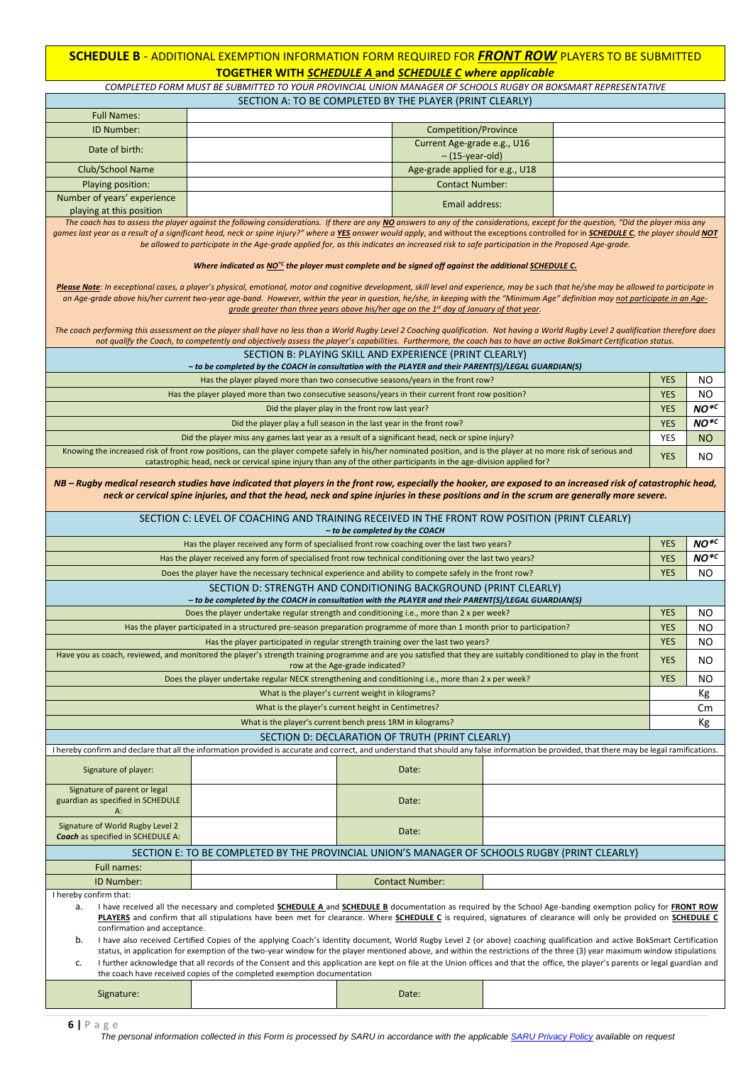## SCHEDULE B - ADDITIONAL EXEMPTION INFORMATION FORM REQUIRED FOR ***FRONT ROW*** PLAYERS TO BE SUBMITTED TOGETHER WITH ***SCHEDULE A*** and ***SCHEDULE C*** *where applicable*

*COMPLETED FORM MUST BE SUBMITTED TO YOUR PROVINCIAL UNION MANAGER OF SCHOOLS RUGBY OR BOKSMART REPRESENTATIVE*

### SECTION A: TO BE COMPLETED BY THE PLAYER (PRINT CLEARLY)

| | | | |
|---|---|---|---|
| Full Names: | | | |
| ID Number: | | Competition/Province | |
| Date of birth: | | Current Age-grade e.g., U16 – (15-year-old) | |
| Club/School Name | | Age-grade applied for e.g., U18 | |
| Playing position: | | Contact Number: | |
| Number of years' experience playing at this position | | Email address: | |

*The coach has to assess the player against the following considerations. If there are any **NO** answers to any of the considerations, except for the question, "Did the player miss any games last year as a result of a significant head, neck or spine injury?" where a **YES** answer would apply, and without the exceptions controlled for in **SCHEDULE C**, the player should **NOT** be allowed to participate in the Age-grade applied for, as this indicates an increased risk to safe participation in the Proposed Age-grade.*

***Where indicated as NO\*C the player must complete and be signed off against the additional SCHEDULE C.***

***Please Note**: In exceptional cases, a player's physical, emotional, motor and cognitive development, skill level and experience, may be such that he/she may be allowed to participate in an Age-grade above his/her current two-year age-band. However, within the year in question, he/she, in keeping with the "Minimum Age" definition may not participate in an Age-grade greater than three years above his/her age on the 1st day of January of that year.*

*The coach performing this assessment on the player shall have no less than a World Rugby Level 2 Coaching qualification. Not having a World Rugby Level 2 qualification therefore does not qualify the Coach, to competently and objectively assess the player's capabilities. Furthermore, the coach has to have an active BokSmart Certification status.*

### SECTION B: PLAYING SKILL AND EXPERIENCE (PRINT CLEARLY)
*– to be completed by the COACH in consultation with the PLAYER and their PARENT(S)/LEGAL GUARDIAN(S)*

| | | |
|---|---|---|
| Has the player played more than two consecutive seasons/years in the front row? | YES | NO |
| Has the player played more than two consecutive seasons/years in their current front row position? | YES | NO |
| Did the player play in the front row last year? | YES | *NO\*C* |
| Did the player play a full season in the last year in the front row? | YES | *NO\*C* |
| Did the player miss any games last year as a result of a significant head, neck or spine injury? | YES | NO |
| Knowing the increased risk of front row positions, can the player compete safely in his/her nominated position, and is the player at no more risk of serious and catastrophic head, neck or cervical spine injury than any of the other participants in the age-division applied for? | YES | NO |

***NB – Rugby medical research studies have indicated that players in the front row, especially the hooker, are exposed to an increased risk of catastrophic head, neck or cervical spine injuries, and that the head, neck and spine injuries in these positions and in the scrum are generally more severe.***

### SECTION C: LEVEL OF COACHING AND TRAINING RECEIVED IN THE FRONT ROW POSITION (PRINT CLEARLY)
*– to be completed by the COACH*

| | | |
|---|---|---|
| Has the player received any form of specialised front row coaching over the last two years? | YES | *NO\*C* |
| Has the player received any form of specialised front row technical conditioning over the last two years? | YES | *NO\*C* |
| Does the player have the necessary technical experience and ability to compete safely in the front row? | YES | NO |

### SECTION D: STRENGTH AND CONDITIONING BACKGROUND (PRINT CLEARLY)
*– to be completed by the COACH in consultation with the PLAYER and their PARENT(S)/LEGAL GUARDIAN(S)*

| | | |
|---|---|---|
| Does the player undertake regular strength and conditioning i.e., more than 2 x per week? | YES | NO |
| Has the player participated in a structured pre-season preparation programme of more than 1 month prior to participation? | YES | NO |
| Has the player participated in regular strength training over the last two years? | YES | NO |
| Have you as coach, reviewed, and monitored the player's strength training programme and are you satisfied that they are suitably conditioned to play in the front row at the Age-grade indicated? | YES | NO |
| Does the player undertake regular NECK strengthening and conditioning i.e., more than 2 x per week? | YES | NO |
| What is the player's current weight in kilograms? | | Kg |
| What is the player's current height in Centimetres? | | Cm |
| What is the player's current bench press 1RM in kilograms? | | Kg |

### SECTION D: DECLARATION OF TRUTH (PRINT CLEARLY)

I hereby confirm and declare that all the information provided is accurate and correct, and understand that should any false information be provided, that there may be legal ramifications.

| | | | |
|---|---|---|---|
| Signature of player: | | Date: | |
| Signature of parent or legal guardian as specified in SCHEDULE A: | | Date: | |
| Signature of World Rugby Level 2 **Coach** as specified in SCHEDULE A: | | Date: | |

### SECTION E: TO BE COMPLETED BY THE PROVINCIAL UNION'S MANAGER OF SCHOOLS RUGBY (PRINT CLEARLY)

| | | | |
|---|---|---|---|
| Full names: | | | |
| ID Number: | | Contact Number: | |

I hereby confirm that:

a. I have received all the necessary and completed **SCHEDULE A** and **SCHEDULE B** documentation as required by the School Age-banding exemption policy for **FRONT ROW PLAYERS** and confirm that all stipulations have been met for clearance. Where **SCHEDULE C** is required, signatures of clearance will only be provided on **SCHEDULE C** confirmation and acceptance.

b. I have also received Certified Copies of the applying Coach's Identity document, World Rugby Level 2 (or above) coaching qualification and active BokSmart Certification status, in application for exemption of the two-year window for the player mentioned above, and within the restrictions of the three (3) year maximum window stipulations

c. I further acknowledge that all records of the Consent and this application are kept on file at the Union offices and that the office, the player's parents or legal guardian and the coach have received copies of the completed exemption documentation

| | | | |
|---|---|---|---|
| Signature: | | Date: | |

*The personal information collected in this Form is processed by SARU in accordance with the applicable SARU Privacy Policy available on request*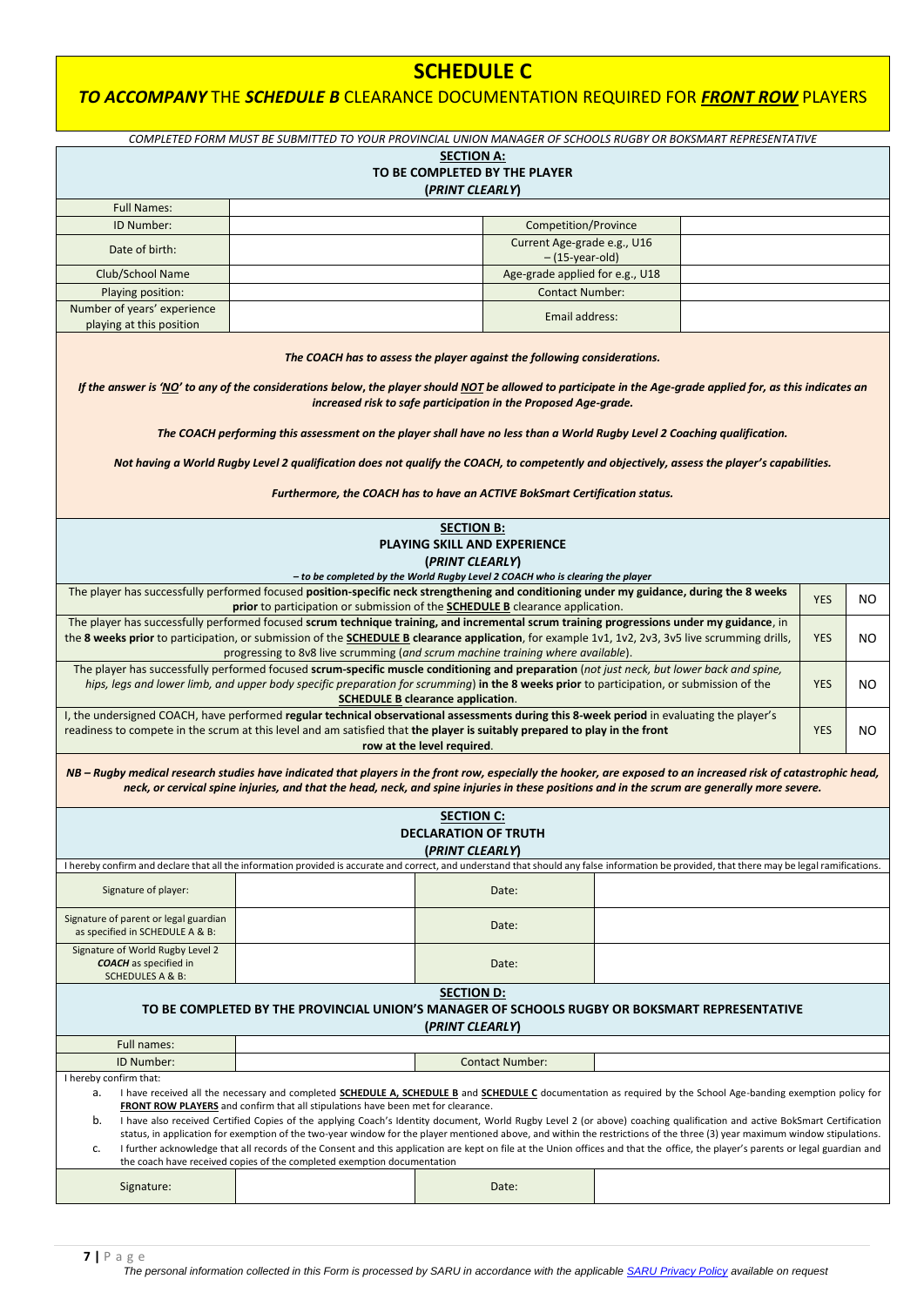# SCHEDULE C

## *TO ACCOMPANY* THE *SCHEDULE B* CLEARANCE DOCUMENTATION REQUIRED FOR ***FRONT ROW*** PLAYERS

*COMPLETED FORM MUST BE SUBMITTED TO YOUR PROVINCIAL UNION MANAGER OF SCHOOLS RUGBY OR BOKSMART REPRESENTATIVE*

### SECTION A:
### TO BE COMPLETED BY THE PLAYER
**(*PRINT CLEARLY*)**

| | | | |
|---|---|---|---|
| Full Names: | | | |
| ID Number: | | Competition/Province | |
| Date of birth: | | Current Age-grade e.g., U16 – (15-year-old) | |
| Club/School Name | | Age-grade applied for e.g., U18 | |
| Playing position: | | Contact Number: | |
| Number of years' experience playing at this position | | Email address: | |

***The COACH has to assess the player against the following considerations.***

***If the answer is 'NO' to any of the considerations below, the player should NOT be allowed to participate in the Age-grade applied for, as this indicates an increased risk to safe participation in the Proposed Age-grade.***

***The COACH performing this assessment on the player shall have no less than a World Rugby Level 2 Coaching qualification.***

***Not having a World Rugby Level 2 qualification does not qualify the COACH, to competently and objectively, assess the player's capabilities.***

***Furthermore, the COACH has to have an ACTIVE BokSmart Certification status.***

### SECTION B:
### PLAYING SKILL AND EXPERIENCE
**(*PRINT CLEARLY*)**

***– to be completed by the World Rugby Level 2 COACH who is clearing the player***

| | | |
|---|---|---|
| The player has successfully performed focused **position-specific neck strengthening and conditioning under my guidance, during the 8 weeks prior** to participation or submission of the **SCHEDULE B** clearance application. | YES | NO |
| The player has successfully performed focused **scrum technique training, and incremental scrum training progressions under my guidance**, in the **8 weeks prior** to participation, or submission of the **SCHEDULE B clearance application**, for example 1v1, 1v2, 2v3, 3v5 live scrumming drills, progressing to 8v8 live scrumming (*and scrum machine training where available*). | YES | NO |
| The player has successfully performed focused **scrum-specific muscle conditioning and preparation** (*not just neck, but lower back and spine, hips, legs and lower limb, and upper body specific preparation for scrumming*) **in the 8 weeks prior** to participation, or submission of the **SCHEDULE B clearance application**. | YES | NO |
| I, the undersigned COACH, have performed **regular technical observational assessments during this 8-week period** in evaluating the player's readiness to compete in the scrum at this level and am satisfied that **the player is suitably prepared to play in the front row at the level required**. | YES | NO |

***NB – Rugby medical research studies have indicated that players in the front row, especially the hooker, are exposed to an increased risk of catastrophic head, neck, or cervical spine injuries, and that the head, neck, and spine injuries in these positions and in the scrum are generally more severe.***

### SECTION C:
### DECLARATION OF TRUTH
**(*PRINT CLEARLY*)**

I hereby confirm and declare that all the information provided is accurate and correct, and understand that should any false information be provided, that there may be legal ramifications.

| | | | |
|---|---|---|---|
| Signature of player: | | Date: | |
| Signature of parent or legal guardian as specified in SCHEDULE A & B: | | Date: | |
| Signature of World Rugby Level 2 ***COACH*** as specified in SCHEDULES A & B: | | Date: | |

### SECTION D:
### TO BE COMPLETED BY THE PROVINCIAL UNION'S MANAGER OF SCHOOLS RUGBY OR BOKSMART REPRESENTATIVE
**(*PRINT CLEARLY*)**

| | | | |
|---|---|---|---|
| Full names: | | | |
| ID Number: | | Contact Number: | |

I hereby confirm that:

a. I have received all the necessary and completed **SCHEDULE A, SCHEDULE B** and **SCHEDULE C** documentation as required by the School Age-banding exemption policy for **FRONT ROW PLAYERS** and confirm that all stipulations have been met for clearance.

b. I have also received Certified Copies of the applying Coach's Identity document, World Rugby Level 2 (or above) coaching qualification and active BokSmart Certification status, in application for exemption of the two-year window for the player mentioned above, and within the restrictions of the three (3) year maximum window stipulations.

c. I further acknowledge that all records of the Consent and this application are kept on file at the Union offices and that the office, the player's parents or legal guardian and the coach have received copies of the completed exemption documentation

| | | | |
|---|---|---|---|
| Signature: | | Date: | |

*The personal information collected in this Form is processed by SARU in accordance with the applicable SARU Privacy Policy available on request*